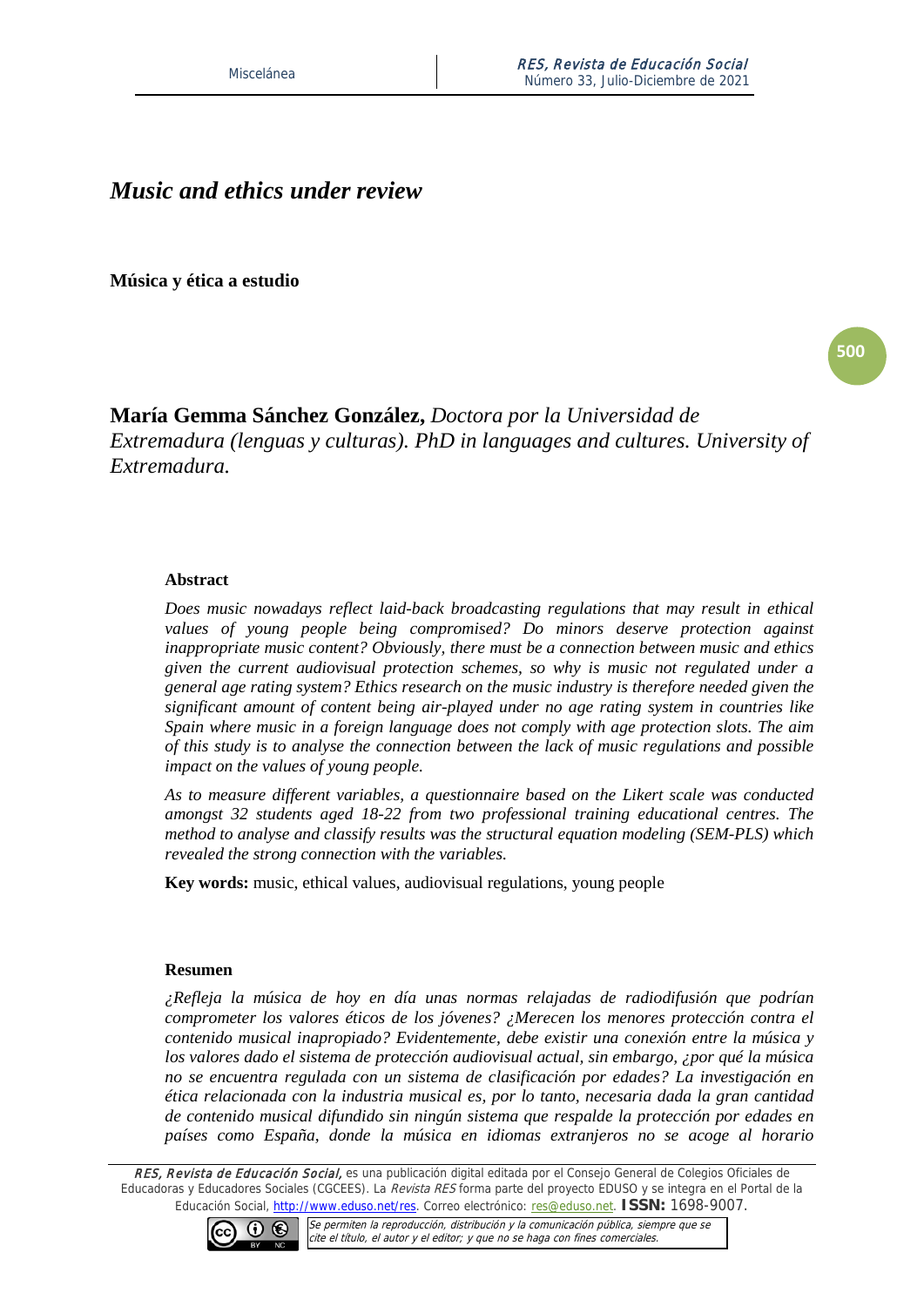# *Music and ethics under review*

**Música y ética a estudio**

**María Gemma Sánchez González,** *Doctora por la Universidad de Extremadura (lenguas y culturas). PhD in languages and cultures. University of Extremadura.*

**Abstract**

*Does music nowadays reflect laid-back broadcasting regulations that may result in ethical values of young people being compromised? Do minors deserve protection against inappropriate music content? Obviously, there must be a connection between music and ethics given the current audiovisual protection schemes, so why is music not regulated under a general age rating system? Ethics research on the music industry is therefore needed given the significant amount of content being air-played under no age rating system in countries like Spain where music in a foreign language does not comply with age protection slots. The aim of this study is to analyse the connection between the lack of music regulations and possible impact on the values of young people.*

*As to measure different variables, a questionnaire based on the Likert scale was conducted amongst 32 students aged 18-22 from two professional training educational centres. The method to analyse and classify results was the structural equation modeling (SEM-PLS) which revealed the strong connection with the variables.*

**Key words:** music, ethical values, audiovisual regulations, young people

**Resumen**

*¿Refleja la música de hoy en día unas normas relajadas de radiodifusión que podrían comprometer los valores éticos de los jóvenes? ¿Merecen los menores protección contra el contenido musical inapropiado? Evidentemente, debe existir una conexión entre la música y los valores dado el sistema de protección audiovisual actual, sin embargo, ¿por qué la música no se encuentra regulada con un sistema de clasificación por edades? La investigación en ética relacionada con la industria musical es, por lo tanto, necesaria dada la gran cantidad de contenido musical difundido sin ningún sistema que respalde la protección por edades en países como España, donde la música en idiomas extranjeros no se acoge al horario*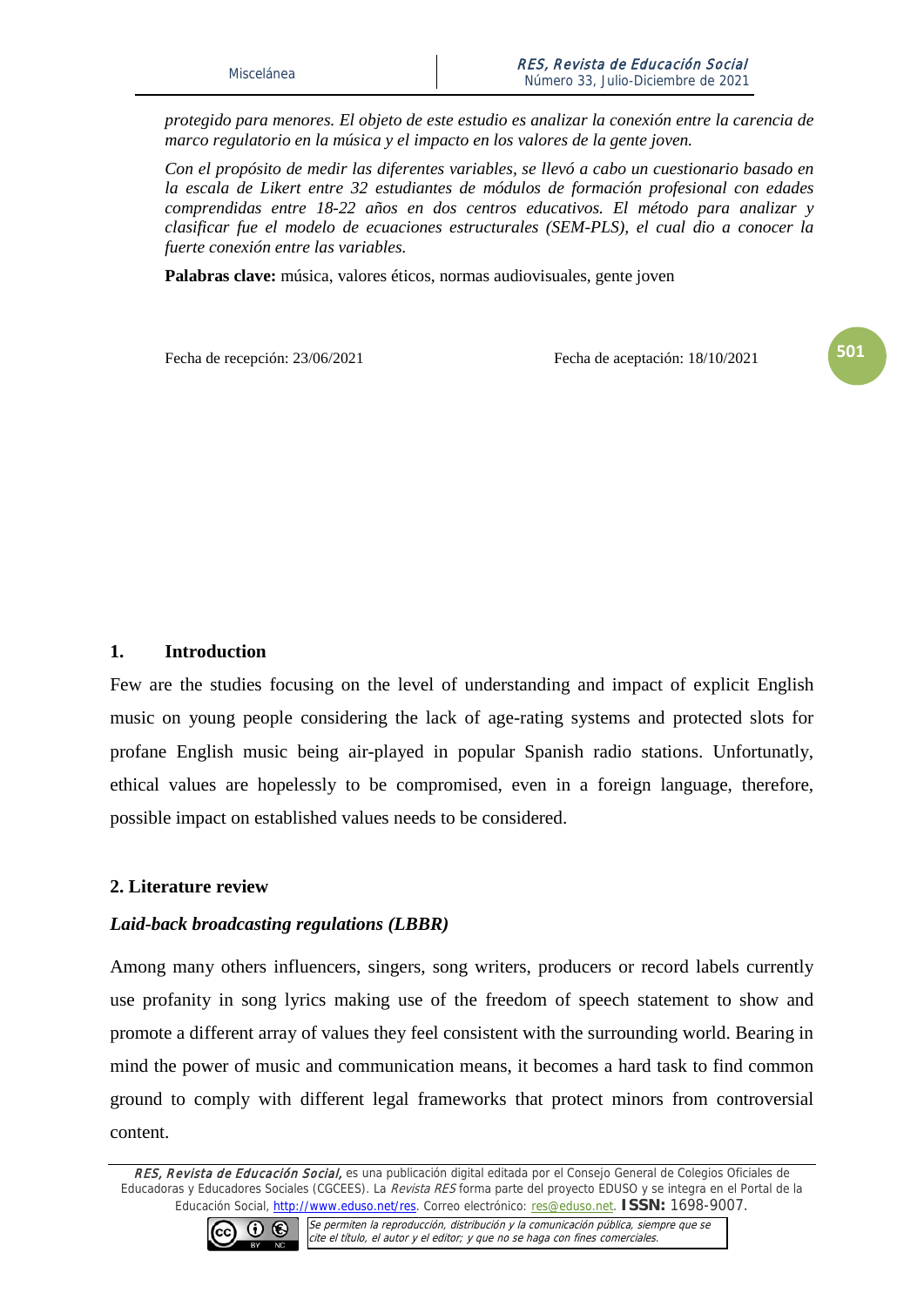*protegido para menores. El objeto de este estudio es analizar la conexión entre la carencia de marco regulatorio en la música y el impacto en los valores de la gente joven.*

*Con el propósito de medir las diferentes variables, se llevó a cabo un cuestionario basado en la escala de Likert entre 32 estudiantes de módulos de formación profesional con edades comprendidas entre 18-22 años en dos centros educativos. El método para analizar y clasificar fue el modelo de ecuaciones estructurales (SEM-PLS), el cual dio a conocer la fuerte conexión entre las variables.*

**Palabras clave:** música, valores éticos, normas audiovisuales, gente joven

Fecha de recepción: 23/06/2021 Fecha de aceptación: 18/10/2021

## 1. Introduction

Few are the studies focusing on the level of understanding and impact of explicit English music on young people considering the lack of age-rating systems and protected slots for profane English music being air-played in popular Spanish radio stations. Unfortunately, ethical values are hopelessly to be compromised, even in a foreign language, therefore, possible impact on established values needs to be considered.

## 2. Literature review

### *Laid-back broadcasting regulations (LBBR)*

Among many others influencers, singers, song writers, producers or record labels currently use profanity in song lyrics making use of the freedom of speech statement to show and promote a different array of values they feel consistent with the surrounding world. Bearing in mind the power of music and communication means, it becomes a hard task to find common ground to comply with different legal frameworks that protect minors from controversial content.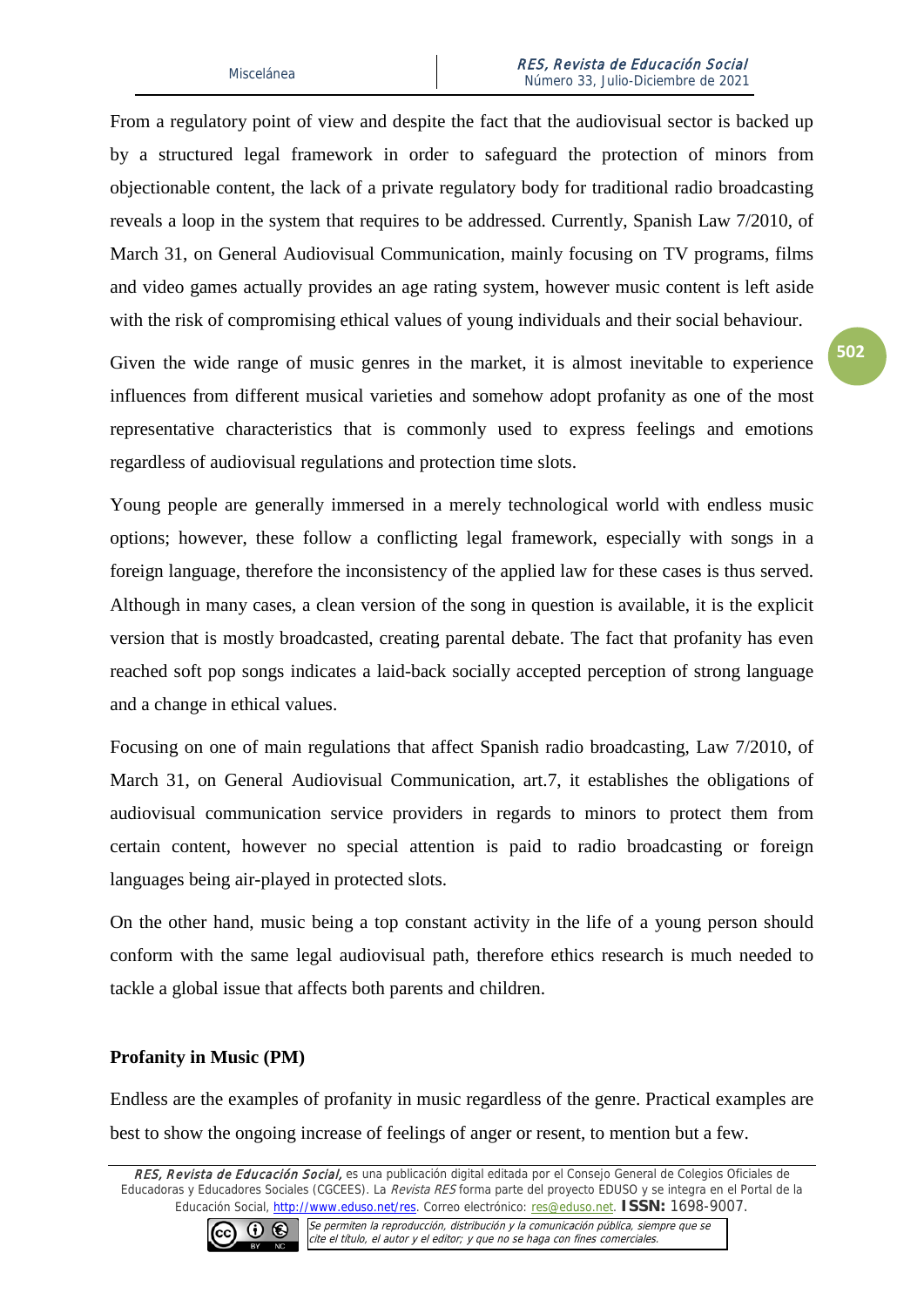From a regulatory point of view and despite the fact that the audiovisual sector is backed up by a structured legal framework in order to safeguard the protection of minors from objectionable content, the lack of a private regulatory body for traditional radio broadcasting reveals a loop in the system that requires to be addressed. Currently, Spanish Law 7/2010, of March 31, on General Audiovisual Communication, mainly focusing on TV programs, films and video games actually provides an age rating system, however music content is left aside with the risk of compromising ethical values of young individuals and their social behaviour.

Given the wide range of music genres in the market, it is almost inevitable to experience influences from different musical varieties and somehow adopt profanity as one of the most representative characteristics that is commonly used to express feelings and emotions regardless of audiovisual regulations and protection time slots.

Young people are generally immersed in a merely technological world with endless music options; however, these follow a conflicting legal framework, especially with songs in a foreign language, therefore the inconsistency of the applied law for these cases is thus served. Although in many cases, a clean version of the song in question is available, it is the explicit version that is mostly broadcasted, creating parental debate. The fact that profanity has even reached soft pop songs indicates a laid-back socially accepted perception of strong language and a change in ethical values.

Focusing on one of main regulations that affect Spanish radio broadcasting, Law 7/2010, of March 31, on General Audiovisual Communication, art.7, it establishes the obligations of audiovisual communication service providers in regards to minors to protect them from certain content, however no special attention is paid to radio broadcasting or foreign languages being air-played in protected slots.

On the other hand, music being a top constant activity in the life of a young person should conform with the same legal audiovisual path, therefore ethics research is much needed to tackle a global issue that affects both parents and children.

## Profanity in Music (PM)

Endless are the examples of profanity in music regardless of the genre. Practical examples are best to show the ongoing increase of feelings of anger or resent, to mention but a few.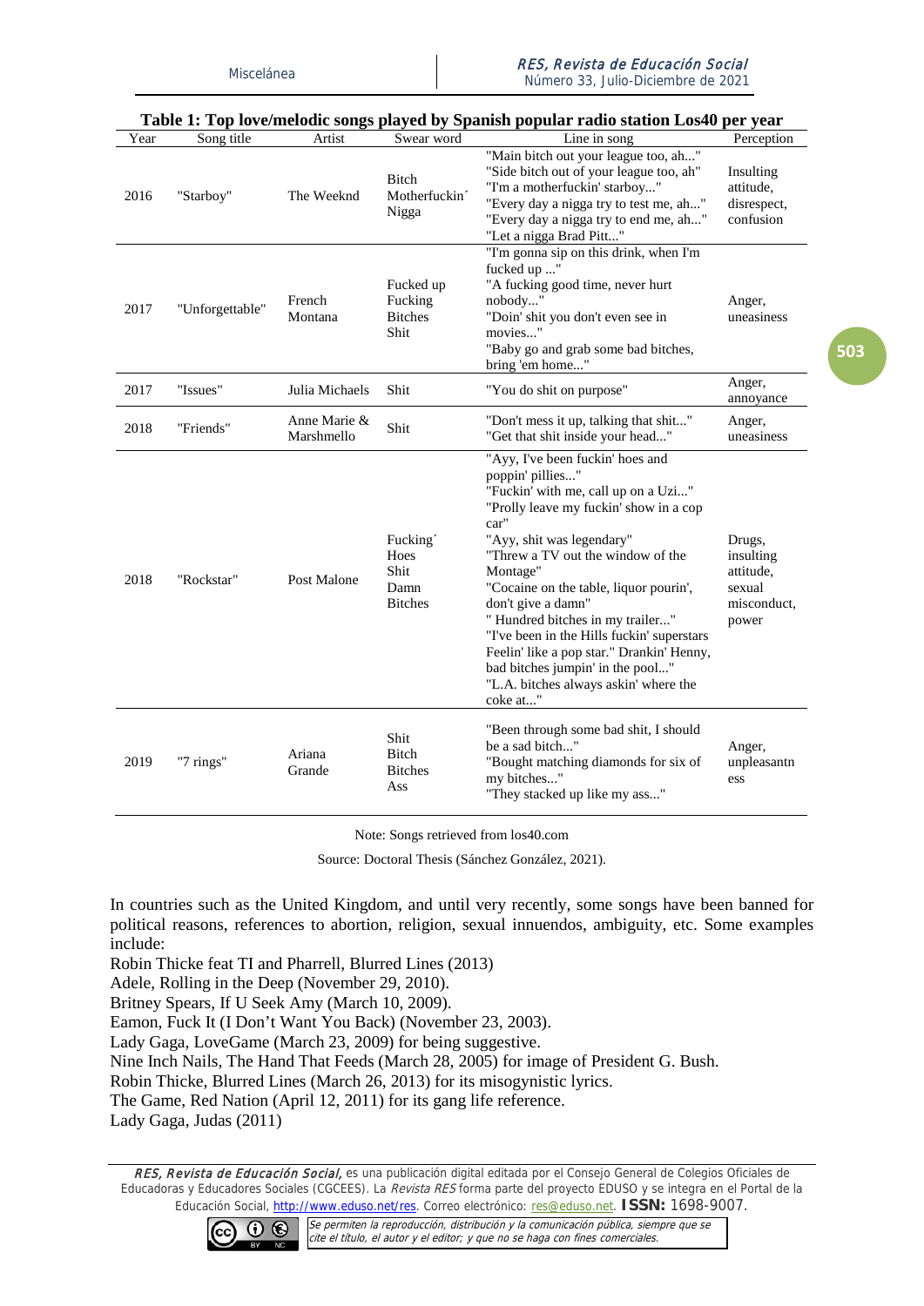**Table 1: Top love/melodic songs played by Spanish popular radio station Los40 per year**

| Year | Song title | Artist | Swear word | Line in song | Perception |
|---|---|---|---|---|---|
| 2016 | "Starboy" | The Weeknd | Bitch Motherfuckin´ Nigga | "Main bitch out your league too, ah..." "Side bitch out of your league too, ah" "I'm a motherfuckin' starboy..." "Every day a nigga try to test me, ah..." "Every day a nigga try to end me, ah..." "Let a nigga Brad Pitt..." | Insulting attitude, disrespect, confusion |
| 2017 | "Unforgettable" | French Montana | Fucked up Fucking Bitches Shit | "I'm gonna sip on this drink, when I'm fucked up ..." "A fucking good time, never hurt nobody..." "Doin' shit you don't even see in movies..." "Baby go and grab some bad bitches, bring 'em home..." | Anger, uneasiness |
| 2017 | "Issues" | Julia Michaels | Shit | "You do shit on purpose" | Anger, annoyance |
| 2018 | "Friends" | Anne Marie & Marshmello | Shit | "Don't mess it up, talking that shit..." "Get that shit inside your head..." | Anger, uneasiness |
| 2018 | "Rockstar" | Post Malone | Fucking´ Hoes Shit Damn Bitches | "Ayy, I've been fuckin' hoes and poppin' pillies..." "Fuckin' with me, call up on a Uzi..." "Prolly leave my fuckin' show in a cop car" "Ayy, shit was legendary" "Threw a TV out the window of the Montage" "Cocaine on the table, liquor pourin', don't give a damn" " Hundred bitches in my trailer..." "I've been in the Hills fuckin' superstars Feelin' like a pop star." Drankin' Henny, bad bitches jumpin' in the pool..." "L.A. bitches always askin' where the coke at..." | Drugs, insulting attitude, sexual misconduct, power |
| 2019 | "7 rings" | Ariana Grande | Shit Bitch Bitches Ass | "Been through some bad shit, I should be a sad bitch..." "Bought matching diamonds for six of my bitches..." "They stacked up like my ass..." | Anger, unpleasantn ess |

Note: Songs retrieved from los40.com

Source: Doctoral Thesis (Sánchez González, 2021).

In countries such as the United Kingdom, and until very recently, some songs have been banned for political reasons, references to abortion, religion, sexual innuendos, ambiguity, etc. Some examples include:

Robin Thicke feat TI and Pharrell, Blurred Lines (2013)
Adele, Rolling in the Deep (November 29, 2010).
Britney Spears, If U Seek Amy (March 10, 2009).
Eamon, Fuck It (I Don't Want You Back) (November 23, 2003).
Lady Gaga, LoveGame (March 23, 2009) for being suggestive.
Nine Inch Nails, The Hand That Feeds (March 28, 2005) for image of President G. Bush.
Robin Thicke, Blurred Lines (March 26, 2013) for its misogynistic lyrics.
The Game, Red Nation (April 12, 2011) for its gang life reference.
Lady Gaga, Judas (2011)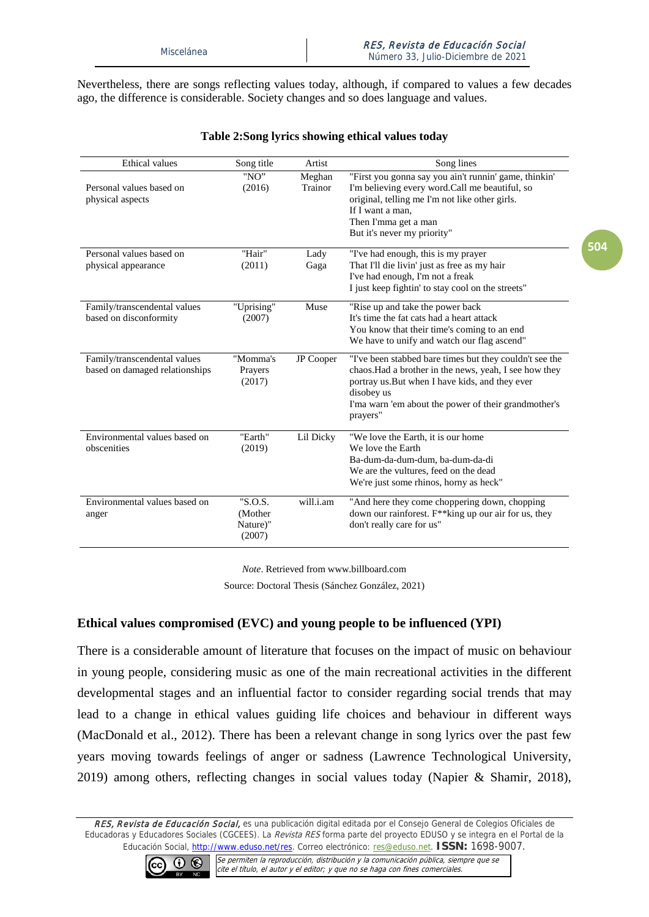Nevertheless, there are songs reflecting values today, although, if compared to values a few decades ago, the difference is considerable. Society changes and so does language and values.

**Table 2:Song lyrics showing ethical values today**

| Ethical values | Song title | Artist | Song lines |
|---|---|---|---|
| Personal values based on physical aspects | "NO" (2016) | Meghan Trainor | "First you gonna say you ain't runnin' game, thinkin' I'm believing every word.Call me beautiful, so original, telling me I'm not like other girls.<br>If I want a man,<br>Then I'mma get a man<br>But it's never my priority" |
| Personal values based on physical appearance | "Hair" (2011) | Lady Gaga | "I've had enough, this is my prayer<br>That I'll die livin' just as free as my hair<br>I've had enough, I'm not a freak<br>I just keep fightin' to stay cool on the streets" |
| Family/transcendental values based on disconformity | "Uprising" (2007) | Muse | "Rise up and take the power back<br>It's time the fat cats had a heart attack<br>You know that their time's coming to an end<br>We have to unify and watch our flag ascend" |
| Family/transcendental values based on damaged relationships | "Momma's Prayers (2017) | JP Cooper | "I've been stabbed bare times but they couldn't see the chaos.Had a brother in the news, yeah, I see how they portray us.But when I have kids, and they ever disobey us<br>I'ma warn 'em about the power of their grandmother's prayers" |
| Environmental values based on obscenities | "Earth" (2019) | Lil Dicky | "We love the Earth, it is our home<br>We love the Earth<br>Ba-dum-da-dum-dum, ba-dum-da-di<br>We are the vultures, feed on the dead<br>We're just some rhinos, horny as heck" |
| Environmental values based on anger | "S.O.S. (Mother Nature)" (2007) | will.i.am | "And here they come choppering down, chopping down our rainforest. F**king up our air for us, they don't really care for us" |

*Note*. Retrieved from www.billboard.com

Source: Doctoral Thesis (Sánchez González, 2021)

## Ethical values compromised (EVC) and young people to be influenced (YPI)

There is a considerable amount of literature that focuses on the impact of music on behaviour in young people, considering music as one of the main recreational activities in the different developmental stages and an influential factor to consider regarding social trends that may lead to a change in ethical values guiding life choices and behaviour in different ways (MacDonald et al., 2012). There has been a relevant change in song lyrics over the past few years moving towards feelings of anger or sadness (Lawrence Technological University, 2019) among others, reflecting changes in social values today (Napier & Shamir, 2018),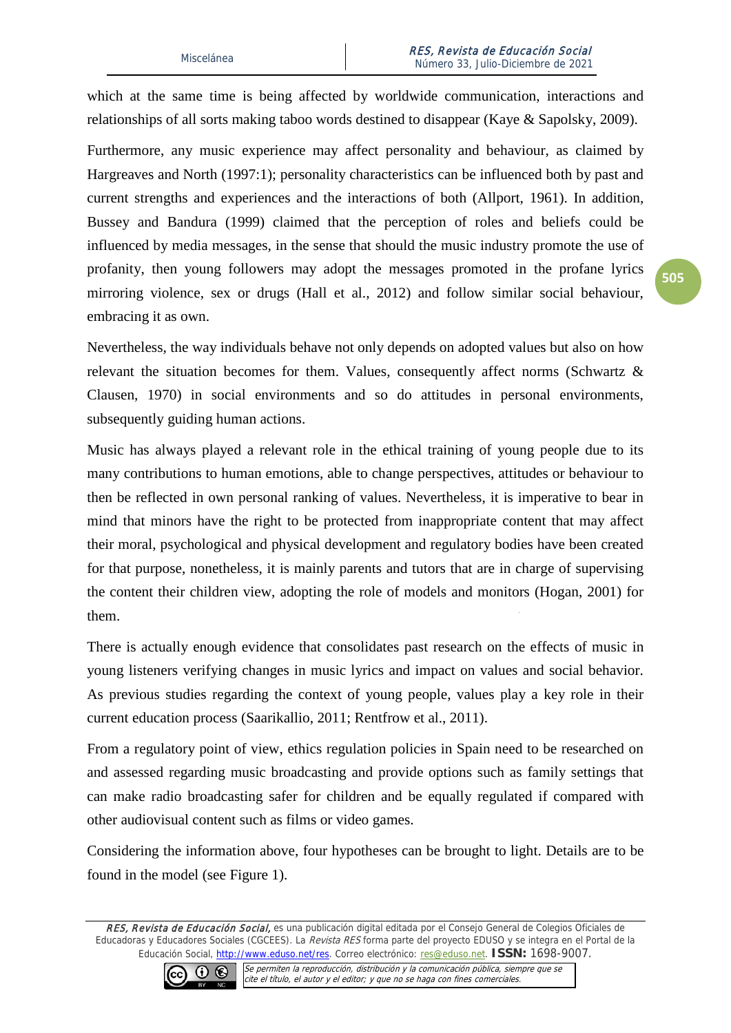which at the same time is being affected by worldwide communication, interactions and relationships of all sorts making taboo words destined to disappear (Kaye & Sapolsky, 2009).

Furthermore, any music experience may affect personality and behaviour, as claimed by Hargreaves and North (1997:1); personality characteristics can be influenced both by past and current strengths and experiences and the interactions of both (Allport, 1961). In addition, Bussey and Bandura (1999) claimed that the perception of roles and beliefs could be influenced by media messages, in the sense that should the music industry promote the use of profanity, then young followers may adopt the messages promoted in the profane lyrics mirroring violence, sex or drugs (Hall et al., 2012) and follow similar social behaviour, embracing it as own.

Nevertheless, the way individuals behave not only depends on adopted values but also on how relevant the situation becomes for them. Values, consequently affect norms (Schwartz & Clausen, 1970) in social environments and so do attitudes in personal environments, subsequently guiding human actions.

Music has always played a relevant role in the ethical training of young people due to its many contributions to human emotions, able to change perspectives, attitudes or behaviour to then be reflected in own personal ranking of values. Nevertheless, it is imperative to bear in mind that minors have the right to be protected from inappropriate content that may affect their moral, psychological and physical development and regulatory bodies have been created for that purpose, nonetheless, it is mainly parents and tutors that are in charge of supervising the content their children view, adopting the role of models and monitors (Hogan, 2001) for them.

There is actually enough evidence that consolidates past research on the effects of music in young listeners verifying changes in music lyrics and impact on values and social behavior. As previous studies regarding the context of young people, values play a key role in their current education process (Saarikallio, 2011; Rentfrow et al., 2011).

From a regulatory point of view, ethics regulation policies in Spain need to be researched on and assessed regarding music broadcasting and provide options such as family settings that can make radio broadcasting safer for children and be equally regulated if compared with other audiovisual content such as films or video games.

Considering the information above, four hypotheses can be brought to light. Details are to be found in the model (see Figure 1).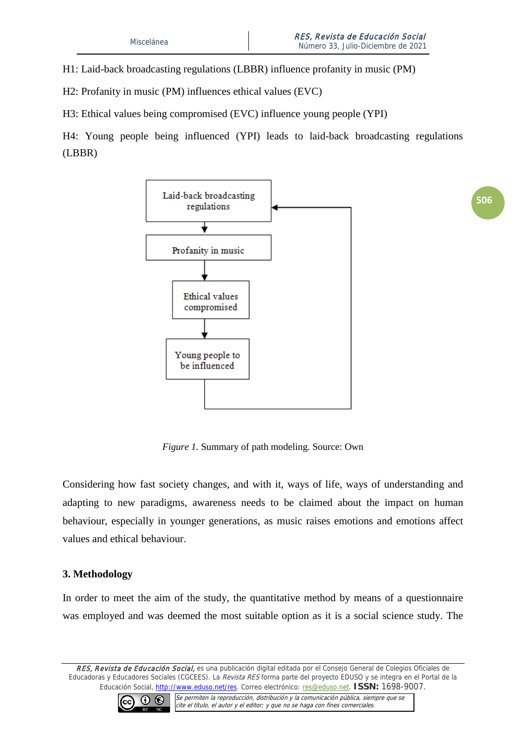H1: Laid-back broadcasting regulations (LBBR) influence profanity in music (PM)

H2: Profanity in music (PM) influences ethical values (EVC)

H3: Ethical values being compromised (EVC) influence young people (YPI)

H4: Young people being influenced (YPI) leads to laid-back broadcasting regulations (LBBR)

Laid-back broadcasting regulations → Profanity in music → Ethical values compromised → Young people to be influenced → (back to) Laid-back broadcasting regulations

*Figure 1.* Summary of path modeling. Source: Own

Considering how fast society changes, and with it, ways of life, ways of understanding and adapting to new paradigms, awareness needs to be claimed about the impact on human behaviour, especially in younger generations, as music raises emotions and emotions affect values and ethical behaviour.

## 3. Methodology

In order to meet the aim of the study, the quantitative method by means of a questionnaire was employed and was deemed the most suitable option as it is a social science study. The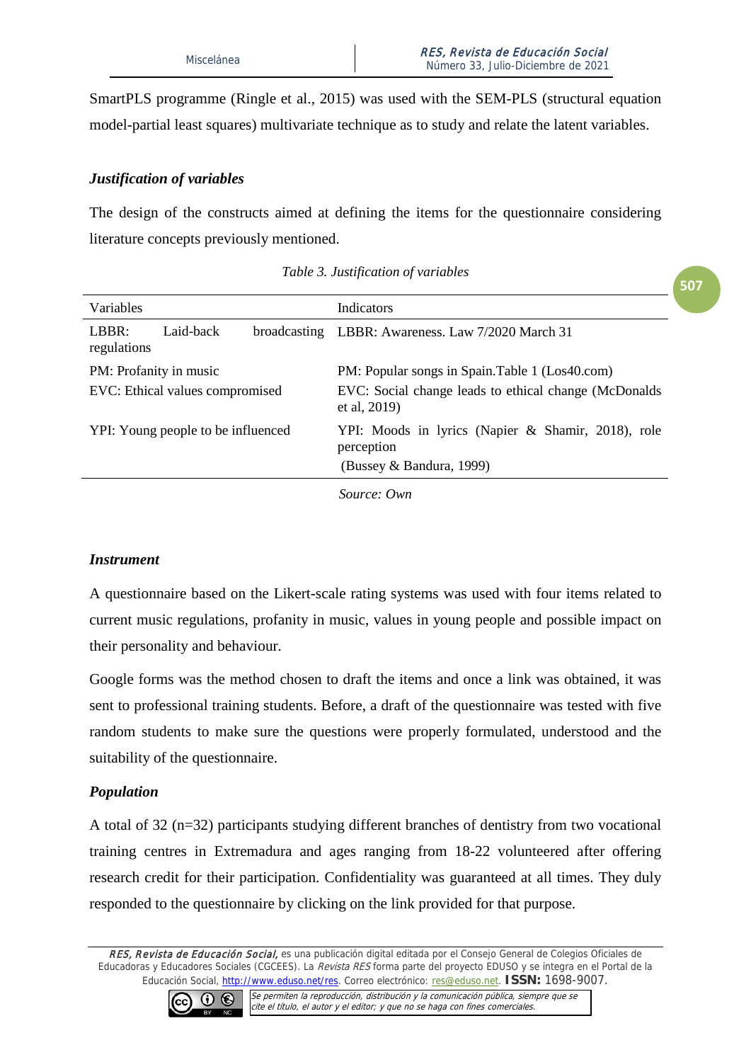SmartPLS programme (Ringle et al., 2015) was used with the SEM-PLS (structural equation model-partial least squares) multivariate technique as to study and relate the latent variables.

### *Justification of variables*

The design of the constructs aimed at defining the items for the questionnaire considering literature concepts previously mentioned.

*Table 3. Justification of variables*

| Variables | Indicators |
|---|---|
| LBBR: Laid-back broadcasting regulations | LBBR: Awareness. Law 7/2020 March 31 |
| PM: Profanity in music | PM: Popular songs in Spain.Table 1 (Los40.com) |
| EVC: Ethical values compromised | EVC: Social change leads to ethical change (McDonalds et al, 2019) |
| YPI: Young people to be influenced | YPI: Moods in lyrics (Napier & Shamir, 2018), role perception (Bussey & Bandura, 1999) |

*Source: Own*

### *Instrument*

A questionnaire based on the Likert-scale rating systems was used with four items related to current music regulations, profanity in music, values in young people and possible impact on their personality and behaviour.

Google forms was the method chosen to draft the items and once a link was obtained, it was sent to professional training students. Before, a draft of the questionnaire was tested with five random students to make sure the questions were properly formulated, understood and the suitability of the questionnaire.

### *Population*

A total of 32 (n=32) participants studying different branches of dentistry from two vocational training centres in Extremadura and ages ranging from 18-22 volunteered after offering research credit for their participation. Confidentiality was guaranteed at all times. They duly responded to the questionnaire by clicking on the link provided for that purpose.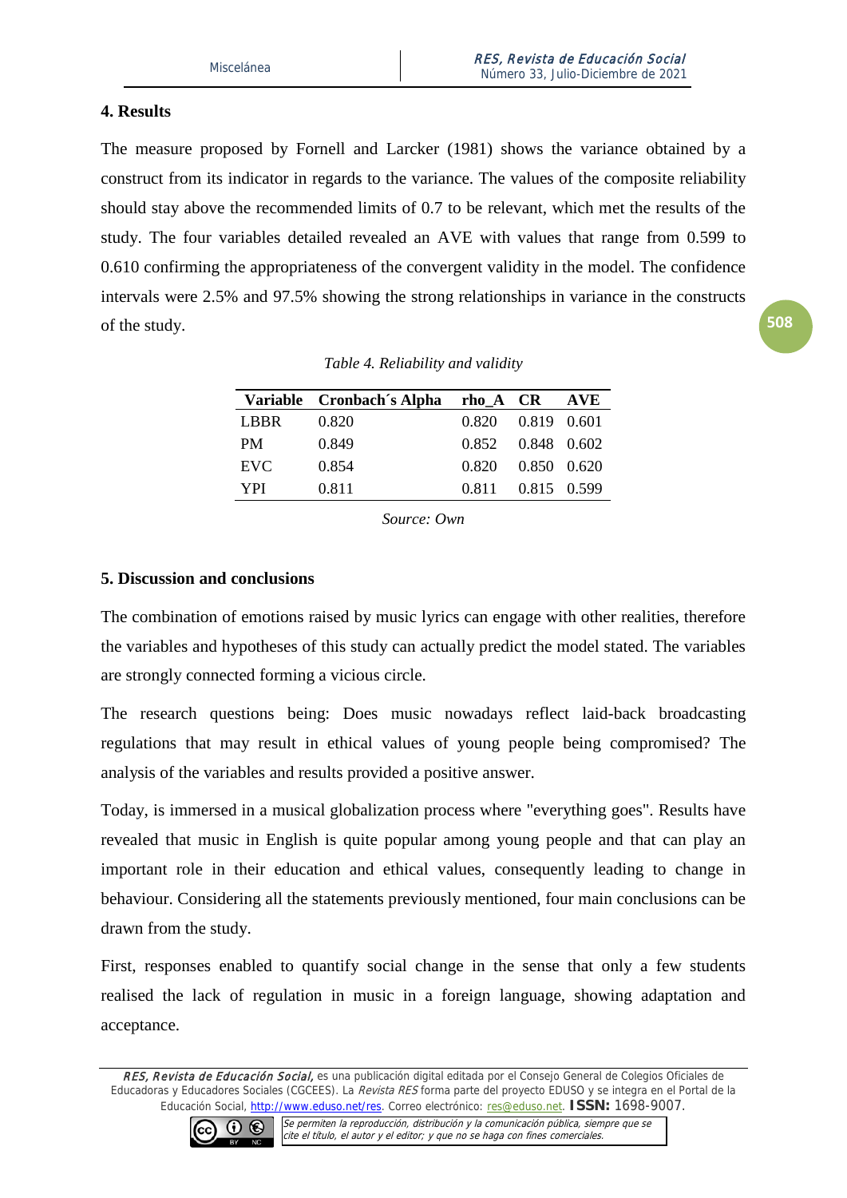## 4. Results

The measure proposed by Fornell and Larcker (1981) shows the variance obtained by a construct from its indicator in regards to the variance. The values of the composite reliability should stay above the recommended limits of 0.7 to be relevant, which met the results of the study. The four variables detailed revealed an AVE with values that range from 0.599 to 0.610 confirming the appropriateness of the convergent validity in the model. The confidence intervals were 2.5% and 97.5% showing the strong relationships in variance in the constructs of the study.

*Table 4. Reliability and validity*

| Variable | Cronbach´s Alpha | rho_A | CR | AVE |
|---|---|---|---|---|
| LBBR | 0.820 | 0.820 | 0.819 | 0.601 |
| PM | 0.849 | 0.852 | 0.848 | 0.602 |
| EVC | 0.854 | 0.820 | 0.850 | 0.620 |
| YPI | 0.811 | 0.811 | 0.815 | 0.599 |

*Source: Own*

## 5. Discussion and conclusions

The combination of emotions raised by music lyrics can engage with other realities, therefore the variables and hypotheses of this study can actually predict the model stated. The variables are strongly connected forming a vicious circle.

The research questions being: Does music nowadays reflect laid-back broadcasting regulations that may result in ethical values of young people being compromised? The analysis of the variables and results provided a positive answer.

Today, is immersed in a musical globalization process where "everything goes". Results have revealed that music in English is quite popular among young people and that can play an important role in their education and ethical values, consequently leading to change in behaviour. Considering all the statements previously mentioned, four main conclusions can be drawn from the study.

First, responses enabled to quantify social change in the sense that only a few students realised the lack of regulation in music in a foreign language, showing adaptation and acceptance.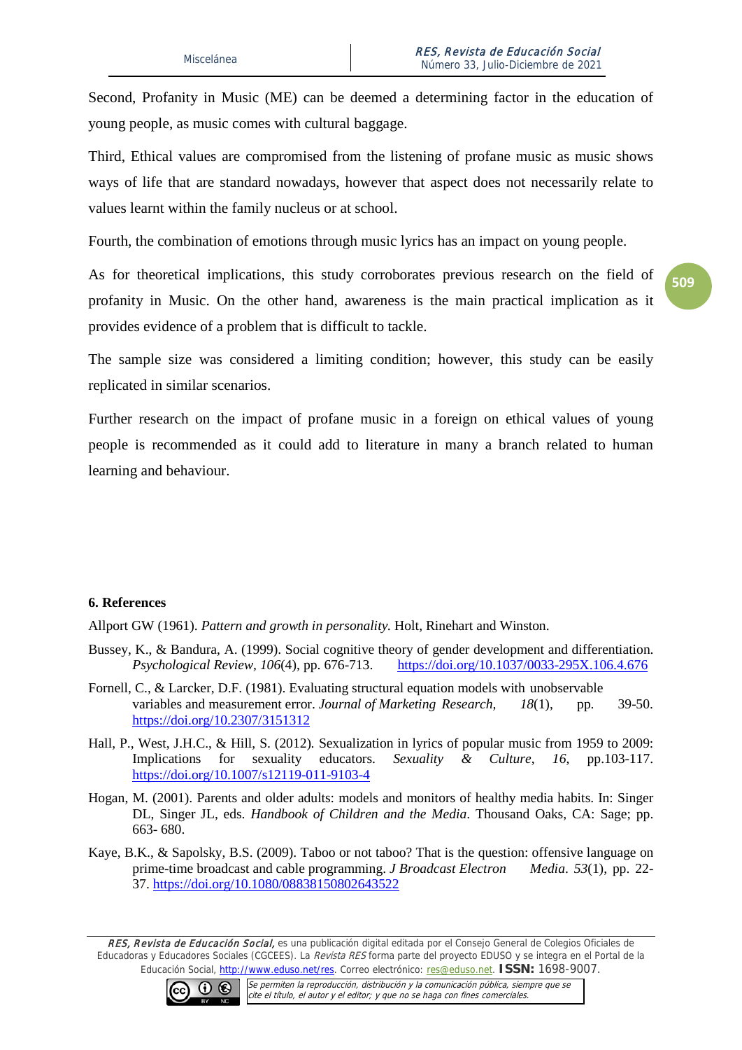Second, Profanity in Music (ME) can be deemed a determining factor in the education of young people, as music comes with cultural baggage.

Third, Ethical values are compromised from the listening of profane music as music shows ways of life that are standard nowadays, however that aspect does not necessarily relate to values learnt within the family nucleus or at school.

Fourth, the combination of emotions through music lyrics has an impact on young people.

As for theoretical implications, this study corroborates previous research on the field of profanity in Music. On the other hand, awareness is the main practical implication as it provides evidence of a problem that is difficult to tackle.

The sample size was considered a limiting condition; however, this study can be easily replicated in similar scenarios.

Further research on the impact of profane music in a foreign on ethical values of young people is recommended as it could add to literature in many a branch related to human learning and behaviour.

## 6. References

Allport GW (1961). *Pattern and growth in personality.* Holt, Rinehart and Winston.

Bussey, K., & Bandura, A. (1999). Social cognitive theory of gender development and differentiation. *Psychological Review, 106*(4), pp. 676-713. https://doi.org/10.1037/0033-295X.106.4.676

Fornell, C., & Larcker, D.F. (1981). Evaluating structural equation models with unobservable variables and measurement error. *Journal of Marketing Research, 18*(1), pp. 39-50. https://doi.org/10.2307/3151312

Hall, P., West, J.H.C., & Hill, S. (2012). Sexualization in lyrics of popular music from 1959 to 2009: Implications for sexuality educators. *Sexuality & Culture*, *16*, pp.103-117. https://doi.org/10.1007/s12119-011-9103-4

Hogan, M. (2001). Parents and older adults: models and monitors of healthy media habits. In: Singer DL, Singer JL, eds. *Handbook of Children and the Media*. Thousand Oaks, CA: Sage; pp. 663- 680.

Kaye, B.K., & Sapolsky, B.S. (2009). Taboo or not taboo? That is the question: offensive language on prime-time broadcast and cable programming. *J Broadcast Electron Media*. *53*(1), pp. 22-37. https://doi.org/10.1080/08838150802643522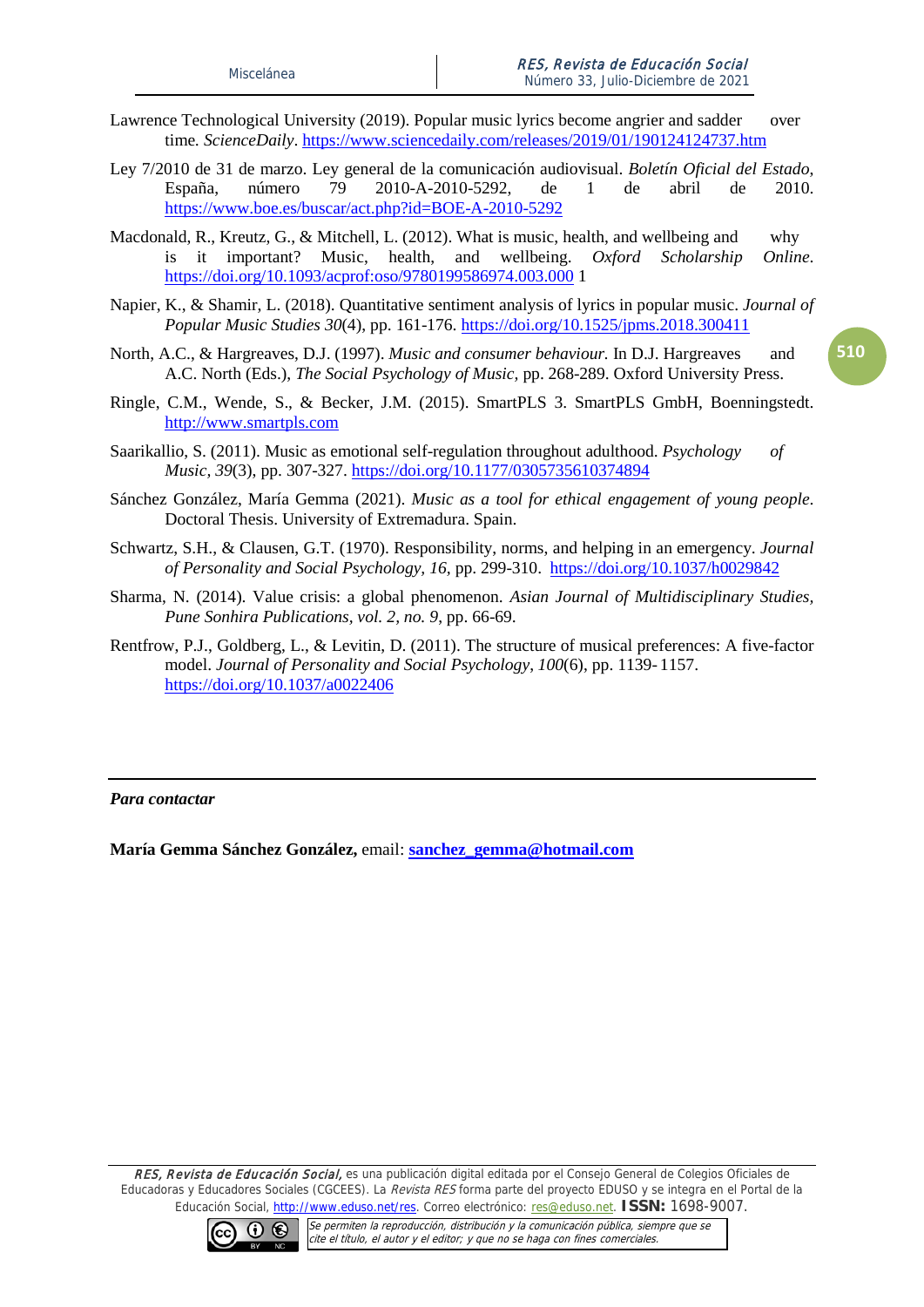Lawrence Technological University (2019). Popular music lyrics become angrier and sadder over time. *ScienceDaily*. https://www.sciencedaily.com/releases/2019/01/190124124737.htm

Ley 7/2010 de 31 de marzo. Ley general de la comunicación audiovisual. *Boletín Oficial del Estado*, España, número 79 2010-A-2010-5292, de 1 de abril de 2010. https://www.boe.es/buscar/act.php?id=BOE-A-2010-5292

Macdonald, R., Kreutz, G., & Mitchell, L. (2012). What is music, health, and wellbeing and why is it important? Music, health, and wellbeing. *Oxford Scholarship Online*. https://doi.org/10.1093/acprof:oso/9780199586974.003.000 1

Napier, K., & Shamir, L. (2018). Quantitative sentiment analysis of lyrics in popular music. *Journal of Popular Music Studies 30*(4), pp. 161-176. https://doi.org/10.1525/jpms.2018.300411

North, A.C., & Hargreaves, D.J. (1997). *Music and consumer behaviour.* In D.J. Hargreaves and A.C. North (Eds.), *The Social Psychology of Music,* pp. 268-289. Oxford University Press.

Ringle, C.M., Wende, S., & Becker, J.M. (2015). SmartPLS 3. SmartPLS GmbH, Boenningstedt. http://www.smartpls.com

Saarikallio, S. (2011). Music as emotional self-regulation throughout adulthood. *Psychology of Music*, *39*(3), pp. 307-327. https://doi.org/10.1177/0305735610374894

Sánchez González, María Gemma (2021). *Music as a tool for ethical engagement of young people*. Doctoral Thesis. University of Extremadura. Spain.

Schwartz, S.H., & Clausen, G.T. (1970). Responsibility, norms, and helping in an emergency. *Journal of Personality and Social Psychology, 16,* pp. 299-310. https://doi.org/10.1037/h0029842

Sharma, N. (2014). Value crisis: a global phenomenon. *Asian Journal of Multidisciplinary Studies, Pune Sonhira Publications, vol. 2, no. 9,* pp. 66-69.

Rentfrow, P.J., Goldberg, L., & Levitin, D. (2011). The structure of musical preferences: A five-factor model. *Journal of Personality and Social Psychology*, *100*(6), pp. 1139-1157. https://doi.org/10.1037/a0022406

---

***Para contactar***

**María Gemma Sánchez González,** email: **sanchez_gemma@hotmail.com**

*RES, Revista de Educación Social,* es una publicación digital editada por el Consejo General de Colegios Oficiales de Educadoras y Educadores Sociales (CGCEES). La *Revista RES* forma parte del proyecto EDUSO y se integra en el Portal de la Educación Social, http://www.eduso.net/res. Correo electrónico: res@eduso.net. **ISSN:** 1698-9007.

*Se permiten la reproducción, distribución y la comunicación pública, siempre que se cite el título, el autor y el editor; y que no se haga con fines comerciales.*